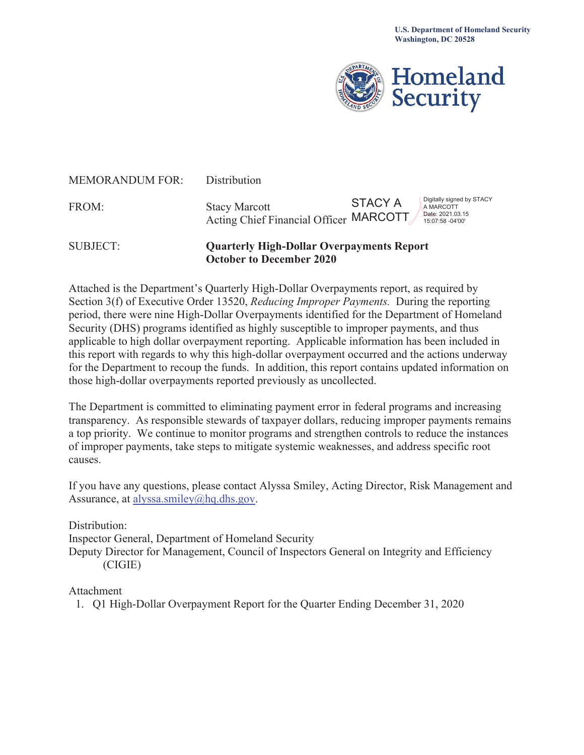U.S. Department of Homeland Security
Washington, DC 20528

Homeland Security

MEMORANDUM FOR: Distribution

FROM: Stacy Marcott
Acting Chief Financial Officer

STACY A MARCOTT
Digitally signed by STACY A MARCOTT
Date: 2021.03.15 15:07:58 -04'00'

SUBJECT: **Quarterly High-Dollar Overpayments Report October to December 2020**

Attached is the Department's Quarterly High-Dollar Overpayments report, as required by Section 3(f) of Executive Order 13520, *Reducing Improper Payments.* During the reporting period, there were nine High-Dollar Overpayments identified for the Department of Homeland Security (DHS) programs identified as highly susceptible to improper payments, and thus applicable to high dollar overpayment reporting. Applicable information has been included in this report with regards to why this high-dollar overpayment occurred and the actions underway for the Department to recoup the funds. In addition, this report contains updated information on those high-dollar overpayments reported previously as uncollected.

The Department is committed to eliminating payment error in federal programs and increasing transparency. As responsible stewards of taxpayer dollars, reducing improper payments remains a top priority. We continue to monitor programs and strengthen controls to reduce the instances of improper payments, take steps to mitigate systemic weaknesses, and address specific root causes.

If you have any questions, please contact Alyssa Smiley, Acting Director, Risk Management and Assurance, at alyssa.smiley@hq.dhs.gov.

Distribution:
Inspector General, Department of Homeland Security
Deputy Director for Management, Council of Inspectors General on Integrity and Efficiency (CIGIE)

Attachment
1. Q1 High-Dollar Overpayment Report for the Quarter Ending December 31, 2020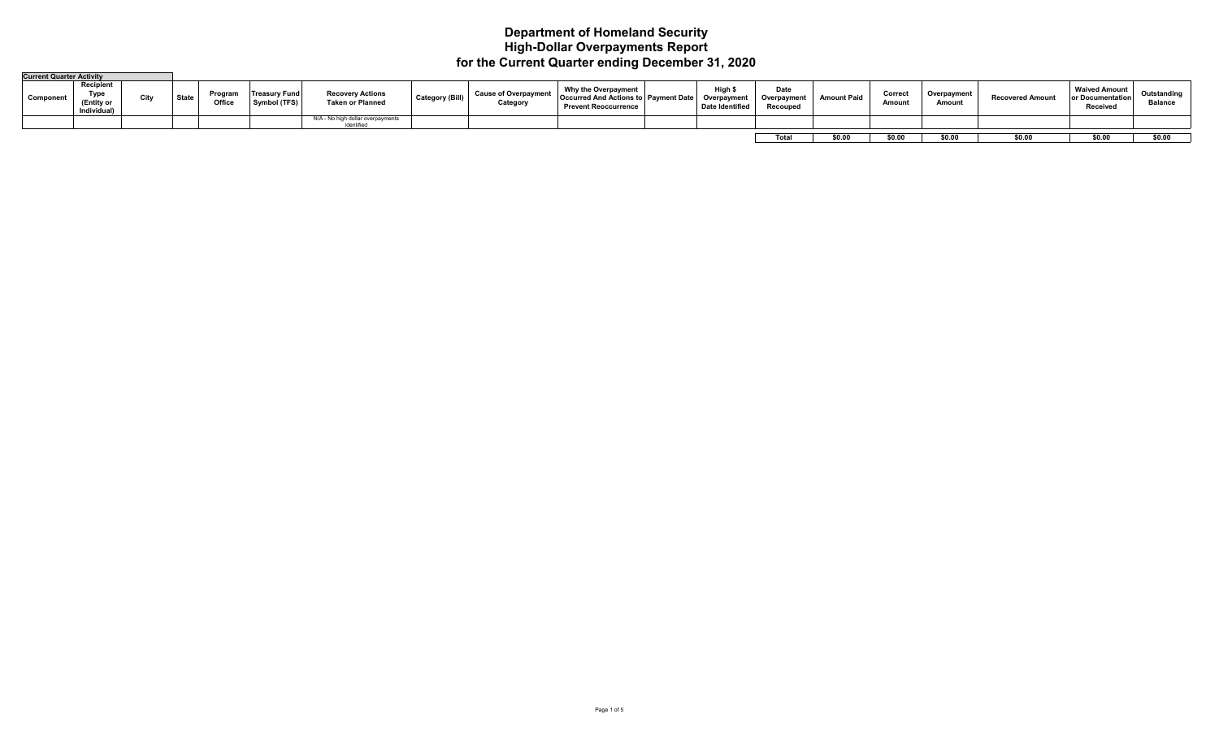# Department of Homeland Security
## High-Dollar Overpayments Report
### for the Current Quarter ending December 31, 2020

**Current Quarter Activity**

| Component | Recipient Type (Entity or Individual) | City | State | Program Office | Treasury Fund Symbol (TFS) | Recovery Actions Taken or Planned | Category (Bill) | Cause of Overpayment Category | Why the Overpayment Occurred And Actions to Prevent Reoccurrence | Payment Date | High $ Overpayment Date Identified | Date Overpayment Recouped | Amount Paid | Correct Amount | Overpayment Amount | Recovered Amount | Waived Amount or Documentation Received | Outstanding Balance |
|---|---|---|---|---|---|---|---|---|---|---|---|---|---|---|---|---|---|---|
| | | | | | | N/A - No high dollar overpayments identified | | | | | | | | | | | | |
| | | | | | | | | | | | | Total | $0.00 | $0.00 | $0.00 | $0.00 | $0.00 | $0.00 |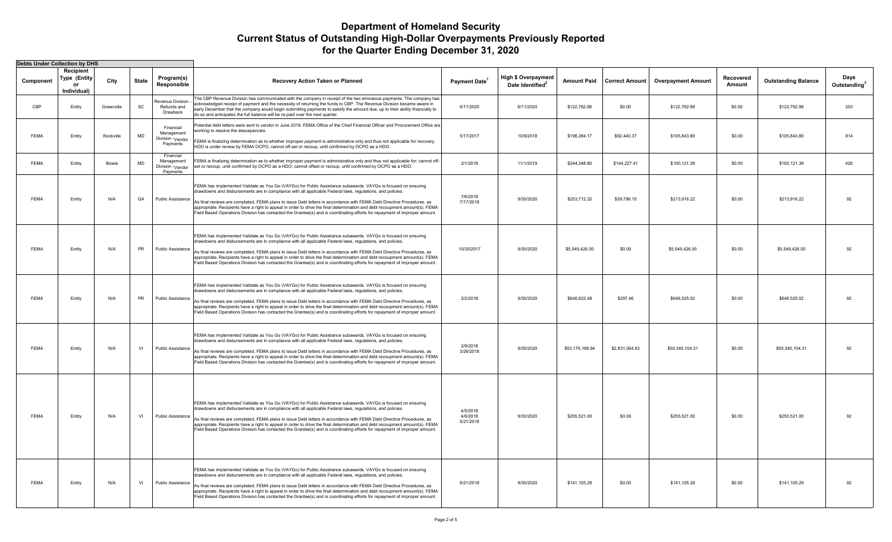# Department of Homeland Security
# Current Status of Outstanding High-Dollar Overpayments Previously Reported
# for the Quarter Ending December 31, 2020

**Debts Under Collection by DHS**

| Component | Recipient Type (Entity or Individual) | City | State | Program(s) Responsible | Recovery Action Taken or Planned | Payment Date[1] | High $ Overpayment Date Identified[2] | Amount Paid | Correct Amount | Overpayment Amount | Recovered Amount | Outstanding Balance | Days Outstanding[3] |
|---|---|---|---|---|---|---|---|---|---|---|---|---|---|
| CBP | Entity | Greenville | SC | Revenue Division - Refunds and Drawback | The CBP Revenue Division has communicated with the company in receipt of the two erroneous payments. The company has acknowledged receipt of payment and the necessity of returning the funds to CBP. The Revenue Division became aware in early December that the company would begin submitting payments to satisfy the amount due, up to their ability financially to do so and anticipates the full balance will be re-paid over the next quarter. | 6/11/2020 | 6/11/2020 | $122,792.98 | $0.00 | $122,792.98 | $0.00 | $122,792.98 | 203 |
| FEMA | Entity | Rockville | MD | Financial Management Division - Vendor Payments | Potential debt letters were sent to vendor in June 2019. FEMA Office of the Chief Financial Officer and Procurement Office are working to resolve the descepancies. FEMA is finalizing determination as to whether improper payment is administrative only and thus not applicable for recovery. HDO is under review by FEMA OCPO; cannot off-set or recoup, until confirmed by OCPO as a HDO. | 5/17/2017 | 10/9/2018 | $198,284.17 | $92,440.37 | $105,843.80 | $0.00 | $105,843.80 | 814 |
| FEMA | Entity | Bowie | MD | Financial Management Division - Vendor Payments | FEMA is finalizing determination as to whether improper payment is administrative only and thus not applicable for; cannot off-set or recoup, until confirmed by OCPO as a HDO; cannot offset or recoup, until confirmed by OCPO as a HDO. | 2/1/2018 | 11/1/2019 | $244,348.80 | $144,227.41 | $100,121.39 | $0.00 | $100,121.39 | 426 |
| FEMA | Entity | N/A | GA | Public Assistance | FEMA has implemented Validate as You Go (VAYGo) for Public Assistance subawards. VAYGo is focused on ensuring drawdowns and disbursements are in compliance with all applicable Federal laws, regulations, and policies. As final reviews are completed, FEMA plans to issue Debt letters in accordance with FEMA Debt Directive Procedures, as appropriate. Recipients have a right to appeal in order to drive the final determination and debt recoupment amount(s). FEMA Field Based Operations Division has contacted the Grantee(s) and is coordinating efforts for repayment of improper amount. | 7/6/2018 7/17/2018 | 9/30/2020 | $253,712.32 | $39,796.10 | $213,916.22 | $0.00 | $213,916.22 | 92 |
| FEMA | Entity | N/A | PR | Public Assistance | FEMA has implemented Validate as You Go (VAYGo) for Public Assistance subawards. VAYGo is focused on ensuring drawdowns and disbursements are in compliance with all applicable Federal laws, regulations, and policies. As final reviews are completed, FEMA plans to issue Debt letters in accordance with FEMA Debt Directive Procedures, as appropriate. Recipients have a right to appeal in order to drive the final determination and debt recoupment amount(s). FEMA Field Based Operations Division has contacted the Grantee(s) and is coordinating efforts for repayment of improper amount. | 10/30/2017 | 9/30/2020 | $5,549,426.00 | $0.00 | $5,549,426.00 | $0.00 | $5,549,426.00 | 92 |
| FEMA | Entity | N/A | PR | Public Assistance | FEMA has implemented Validate as You Go (VAYGo) for Public Assistance subawards. VAYGo is focused on ensuring drawdowns and disbursements are in compliance with all applicable Federal laws, regulations, and policies. As final reviews are completed, FEMA plans to issue Debt letters in accordance with FEMA Debt Directive Procedures, as appropriate. Recipients have a right to appeal in order to drive the final determination and debt recoupment amount(s). FEMA Field Based Operations Division has contacted the Grantee(s) and is coordinating efforts for repayment of improper amount. | 2/2/2018 | 9/30/2020 | $646,822.48 | $297.46 | $646,525.02 | $0.00 | $646,525.02 | 92 |
| FEMA | Entity | N/A | VI | Public Assistance | FEMA has implemented Validate as You Go (VAYGo) for Public Assistance subawards. VAYGo is focused on ensuring drawdowns and disbursements are in compliance with all applicable Federal laws, regulations, and policies. As final reviews are completed, FEMA plans to issue Debt letters in accordance with FEMA Debt Directive Procedures, as appropriate. Recipients have a right to appeal in order to drive the final determination and debt recoupment amount(s). FEMA Field Based Operations Division has contacted the Grantee(s) and is coordinating efforts for repayment of improper amount. | 2/9/2018 3/26/2018 | 9/30/2020 | $53,176,168.94 | $2,831,064.63 | $50,345,104.31 | $0.00 | $50,345,104.31 | 92 |
| FEMA | Entity | N/A | VI | Public Assistance | FEMA has implemented Validate as You Go (VAYGo) for Public Assistance subawards. VAYGo is focused on ensuring drawdowns and disbursements are in compliance with all applicable Federal laws, regulations, and policies. As final reviews are completed, FEMA plans to issue Debt letters in accordance with FEMA Debt Directive Procedures, as appropriate. Recipients have a right to appeal in order to drive the final determination and debt recoupment amount(s). FEMA Field Based Operations Division has contacted the Grantee(s) and is coordinating efforts for repayment of improper amount. | 4/5/2018 4/6/2018 5/21/2018 | 9/30/2020 | $255,521.00 | $0.00 | $255,521.00 | $0.00 | $255,521.00 | 92 |
| FEMA | Entity | N/A | VI | Public Assistance | FEMA has implemented Validate as You Go (VAYGo) for Public Assistance subawards. VAYGo is focused on ensuring drawdowns and disbursements are in compliance with all applicable Federal laws, regulations, and policies. As final reviews are completed, FEMA plans to issue Debt letters in accordance with FEMA Debt Directive Procedures, as appropriate. Recipients have a right to appeal in order to drive the final determination and debt recoupment amount(s). FEMA Field Based Operations Division has contacted the Grantee(s) and is coordinating efforts for repayment of improper amount. | 8/21/2018 | 9/30/2020 | $141,105.29 | $0.00 | $141,105.29 | $0.00 | $141,105.29 | 92 |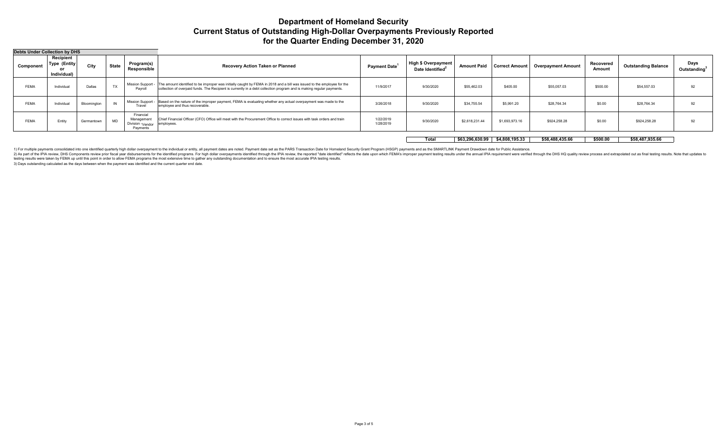# Department of Homeland Security
## Current Status of Outstanding High-Dollar Overpayments Previously Reported
## for the Quarter Ending December 31, 2020

**Debts Under Collection by DHS**

| Component | Recipient Type (Entity or Individual) | City | State | Program(s) Responsible | Recovery Action Taken or Planned | Payment Date[1] | High $ Overpayment Date Identified[2] | Amount Paid | Correct Amount | Overpayment Amount | Recovered Amount | Outstanding Balance | Days Outstanding[3] |
|---|---|---|---|---|---|---|---|---|---|---|---|---|---|
| FEMA | Individual | Dallas | TX | Mission Support - Payroll | The amount identified to be improper was initially caught by FEMA in 2018 and a bill was issued to the employee for the collection of overpaid funds. The Recipient is currently in a debt collection program and is making regular payments. | 11/9/2017 | 9/30/2020 | $55,462.03 | $405.00 | $55,057.03 | $500.00 | $54,557.03 | 92 |
| FEMA | Individual | Bloomington | IN | Mission Support - Travel | Based on the nature of the improper payment, FEMA is evaluating whether any actual overpayment was made to the employee and thus recoverable. | 3/26/2018 | 9/30/2020 | $34,755.54 | $5,991.20 | $28,764.34 | $0.00 | $28,764.34 | 92 |
| FEMA | Entity | Germantown | MD | Financial Management Division -Vendor Payments | Chief Financial Officer (CFO) Office will meet with the Procurement Office to correct issues with task orders and train employees. | 1/22/2019<br>1/28/2019 | 9/30/2020 | $2,618,231.44 | $1,693,973.16 | $924,258.28 | $0.00 | $924,258.28 | 92 |
| | | | | | | | **Total** | **$63,296,630.99** | **$4,808,195.33** | **$58,488,435.66** | **$500.00** | **$58,487,935.66** | |

1) For multiple payments consolidated into one identified quarterly high dollar overpayment to the individual or entity, all payment dates are noted. Payment date set as the PARS Transaction Date for Homeland Security Grant Program (HSGP) payments and as the SMARTLINK Payment Drawdown date for Public Assistance.

2) As part of the IPIA review, DHS Components review prior fiscal year disbursements for the identified programs. For high dollar overpayments identified through the IPIA review, the reported "date identified" reflects the date upon which FEMA's improper payment testing results under the annual IPIA requirement were verified through the DHS HQ quality review process and extrapolated out as final testing results. Note that updates to testing results were taken by FEMA up until this point in order to allow FEMA programs the most extensive time to gather any outstanding documentation and to ensure the most accurate IPIA testing results.

3) Days outstanding calculated as the days between when the payment was identified and the current quarter end date.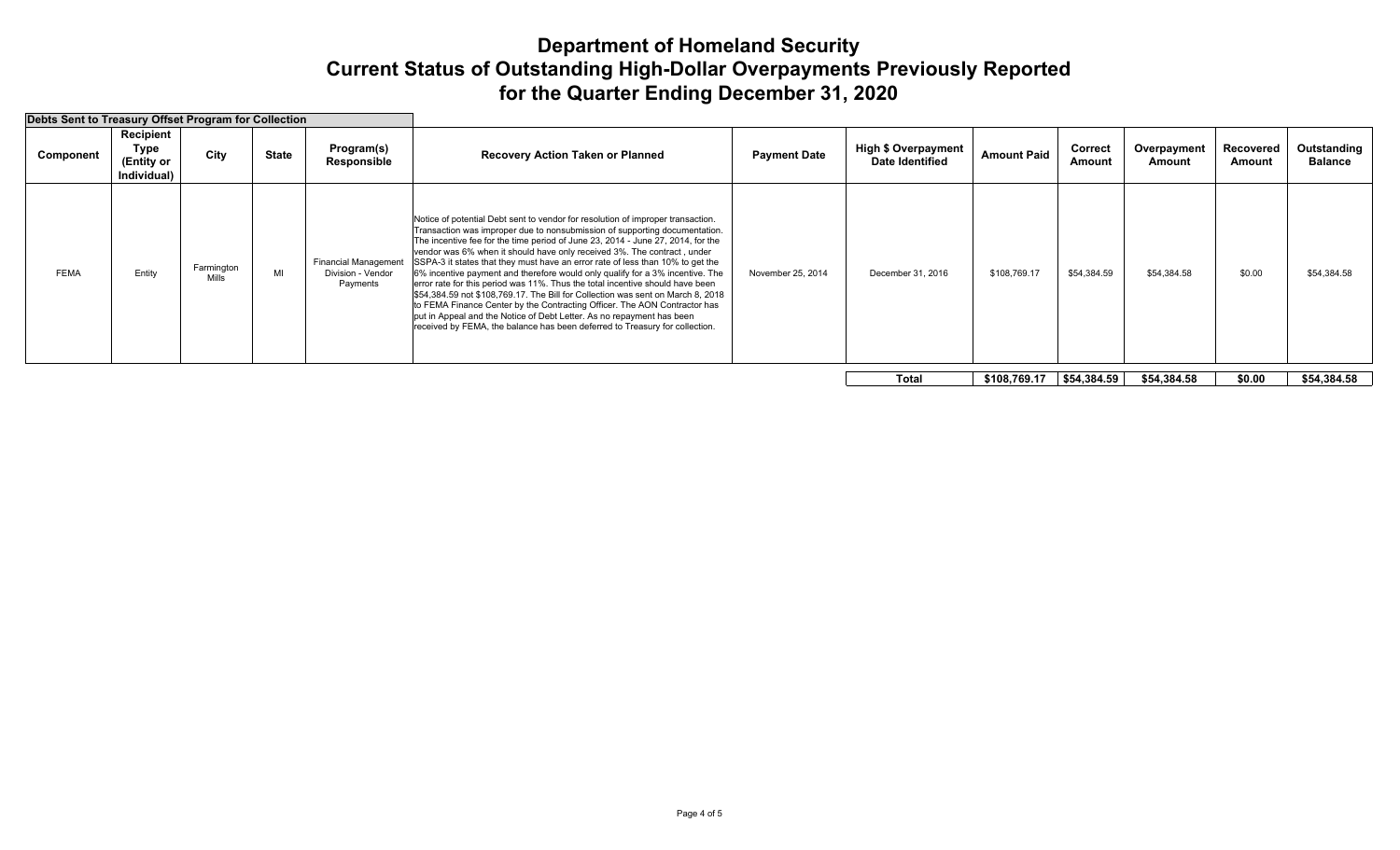# Department of Homeland Security
# Current Status of Outstanding High-Dollar Overpayments Previously Reported
# for the Quarter Ending December 31, 2020

**Debts Sent to Treasury Offset Program for Collection**

| Component | Recipient Type (Entity or Individual) | City | State | Program(s) Responsible | Recovery Action Taken or Planned | Payment Date | High $ Overpayment Date Identified | Amount Paid | Correct Amount | Overpayment Amount | Recovered Amount | Outstanding Balance |
|---|---|---|---|---|---|---|---|---|---|---|---|---|
| FEMA | Entity | Farmington Mills | MI | Financial Management Division - Vendor Payments | Notice of potential Debt sent to vendor for resolution of improper transaction. Transaction was improper due to nonsubmission of supporting documentation. The incentive fee for the time period of June 23, 2014 - June 27, 2014, for the vendor was 6% when it should have only received 3%. The contract , under SSPA-3 it states that they must have an error rate of less than 10% to get the 6% incentive payment and therefore would only qualify for a 3% incentive. The error rate for this period was 11%. Thus the total incentive should have been $54,384.59 not $108,769.17. The Bill for Collection was sent on March 8, 2018 to FEMA Finance Center by the Contracting Officer. The AON Contractor has put in Appeal and the Notice of Debt Letter. As no repayment has been received by FEMA, the balance has been deferred to Treasury for collection. | November 25, 2014 | December 31, 2016 | $108,769.17 | $54,384.59 | $54,384.58 | $0.00 | $54,384.58 |
| | | | | | | | **Total** | **$108,769.17** | **$54,384.59** | **$54,384.58** | **$0.00** | **$54,384.58** |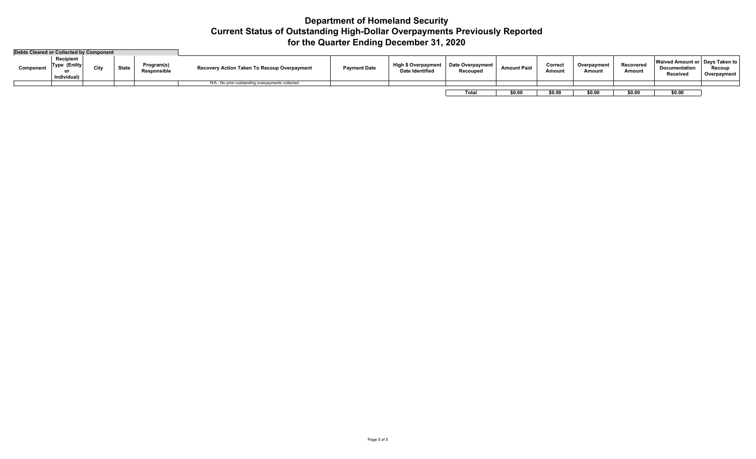# Department of Homeland Security
## Current Status of Outstanding High-Dollar Overpayments Previously Reported
## for the Quarter Ending December 31, 2020

**Debts Cleared or Collected by Component**

| Component | Recipient Type (Entity or Individual) | City | State | Program(s) Responsible | Recovery Action Taken To Recoup Overpayment | Payment Date | High $ Overpayment Date Identified | Date Overpayment Recouped | Amount Paid | Correct Amount | Overpayment Amount | Recovered Amount | Waived Amount or Documentation Received | Days Taken to Recoup Overpayment |
|---|---|---|---|---|---|---|---|---|---|---|---|---|---|---|
| | | | | | N/A - No prior outstanding overpayments collected | | | | | | | | | |
| | | | | | | | | Total | $0.00 | $0.00 | $0.00 | $0.00 | $0.00 | |